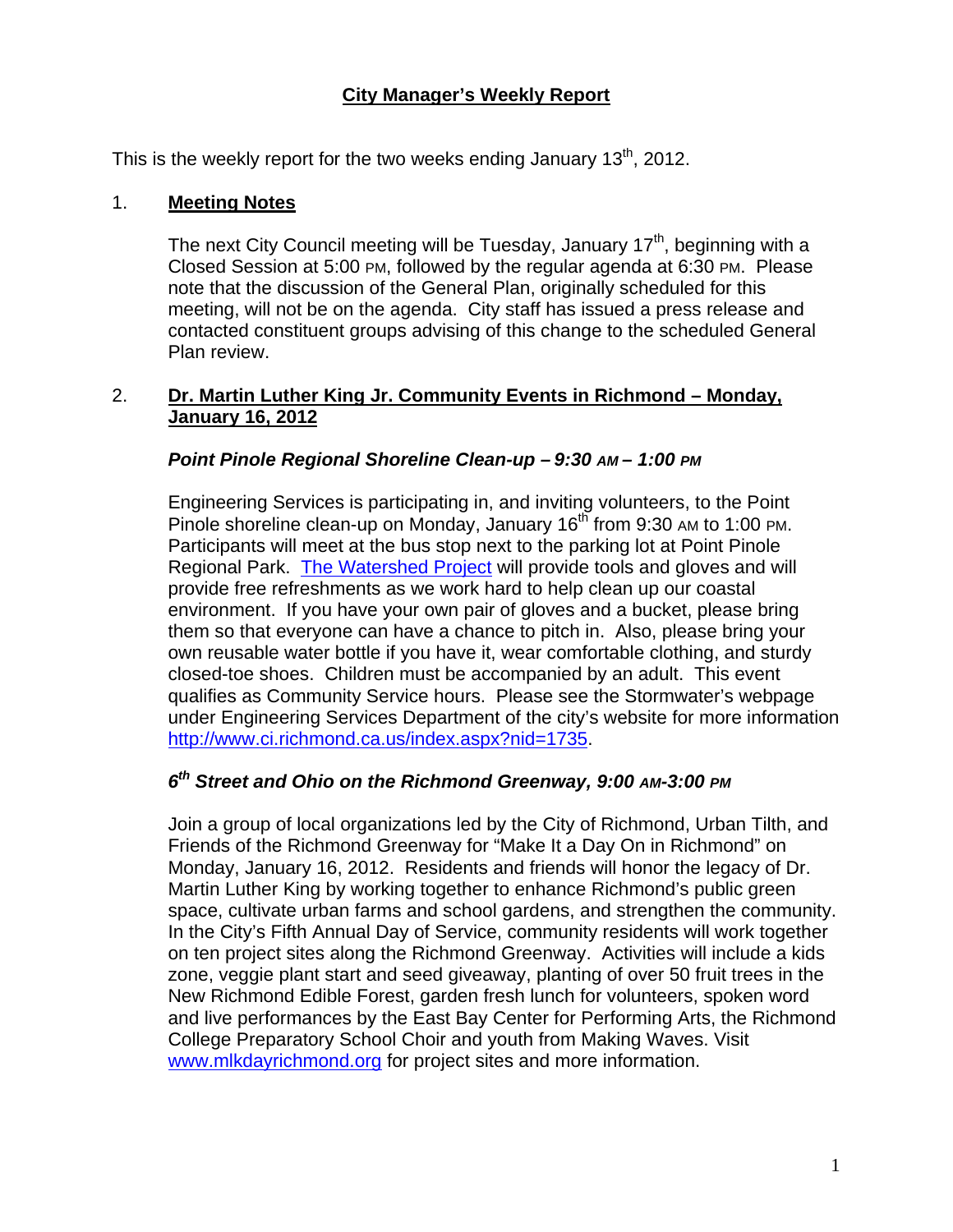# City Manager's Weekly Report

This is the weekly report for the two weeks ending January 13th, 2012.

## 1. Meeting Notes

The next City Council meeting will be Tuesday, January 17th, beginning with a Closed Session at 5:00 PM, followed by the regular agenda at 6:30 PM. Please note that the discussion of the General Plan, originally scheduled for this meeting, will not be on the agenda. City staff has issued a press release and contacted constituent groups advising of this change to the scheduled General Plan review.

## 2. Dr. Martin Luther King Jr. Community Events in Richmond – Monday, January 16, 2012

### *Point Pinole Regional Shoreline Clean-up – 9:30 AM – 1:00 PM*

Engineering Services is participating in, and inviting volunteers, to the Point Pinole shoreline clean-up on Monday, January 16th from 9:30 AM to 1:00 PM. Participants will meet at the bus stop next to the parking lot at Point Pinole Regional Park. The Watershed Project will provide tools and gloves and will provide free refreshments as we work hard to help clean up our coastal environment. If you have your own pair of gloves and a bucket, please bring them so that everyone can have a chance to pitch in. Also, please bring your own reusable water bottle if you have it, wear comfortable clothing, and sturdy closed-toe shoes. Children must be accompanied by an adult. This event qualifies as Community Service hours. Please see the Stormwater's webpage under Engineering Services Department of the city's website for more information http://www.ci.richmond.ca.us/index.aspx?nid=1735.

### *6th Street and Ohio on the Richmond Greenway, 9:00 AM-3:00 PM*

Join a group of local organizations led by the City of Richmond, Urban Tilth, and Friends of the Richmond Greenway for "Make It a Day On in Richmond" on Monday, January 16, 2012. Residents and friends will honor the legacy of Dr. Martin Luther King by working together to enhance Richmond's public green space, cultivate urban farms and school gardens, and strengthen the community. In the City's Fifth Annual Day of Service, community residents will work together on ten project sites along the Richmond Greenway. Activities will include a kids zone, veggie plant start and seed giveaway, planting of over 50 fruit trees in the New Richmond Edible Forest, garden fresh lunch for volunteers, spoken word and live performances by the East Bay Center for Performing Arts, the Richmond College Preparatory School Choir and youth from Making Waves. Visit www.mlkdayrichmond.org for project sites and more information.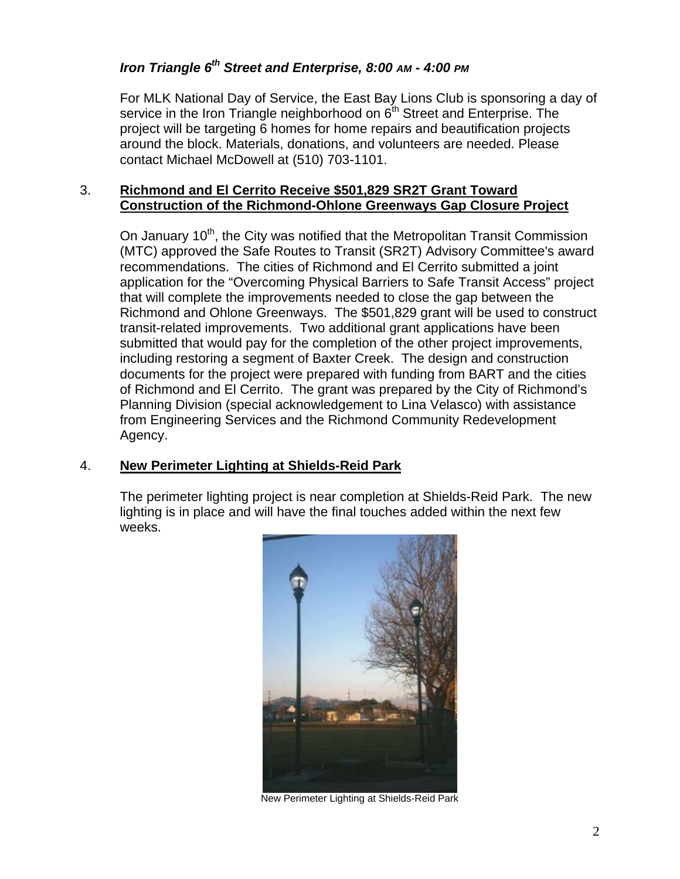***Iron Triangle 6th Street and Enterprise, 8:00 AM - 4:00 PM***

For MLK National Day of Service, the East Bay Lions Club is sponsoring a day of service in the Iron Triangle neighborhood on 6th Street and Enterprise. The project will be targeting 6 homes for home repairs and beautification projects around the block. Materials, donations, and volunteers are needed. Please contact Michael McDowell at (510) 703-1101.

3. **Richmond and El Cerrito Receive $501,829 SR2T Grant Toward Construction of the Richmond-Ohlone Greenways Gap Closure Project**

On January 10th, the City was notified that the Metropolitan Transit Commission (MTC) approved the Safe Routes to Transit (SR2T) Advisory Committee's award recommendations. The cities of Richmond and El Cerrito submitted a joint application for the "Overcoming Physical Barriers to Safe Transit Access" project that will complete the improvements needed to close the gap between the Richmond and Ohlone Greenways. The $501,829 grant will be used to construct transit-related improvements. Two additional grant applications have been submitted that would pay for the completion of the other project improvements, including restoring a segment of Baxter Creek. The design and construction documents for the project were prepared with funding from BART and the cities of Richmond and El Cerrito. The grant was prepared by the City of Richmond's Planning Division (special acknowledgement to Lina Velasco) with assistance from Engineering Services and the Richmond Community Redevelopment Agency.

4. **New Perimeter Lighting at Shields-Reid Park**

The perimeter lighting project is near completion at Shields-Reid Park. The new lighting is in place and will have the final touches added within the next few weeks.

New Perimeter Lighting at Shields-Reid Park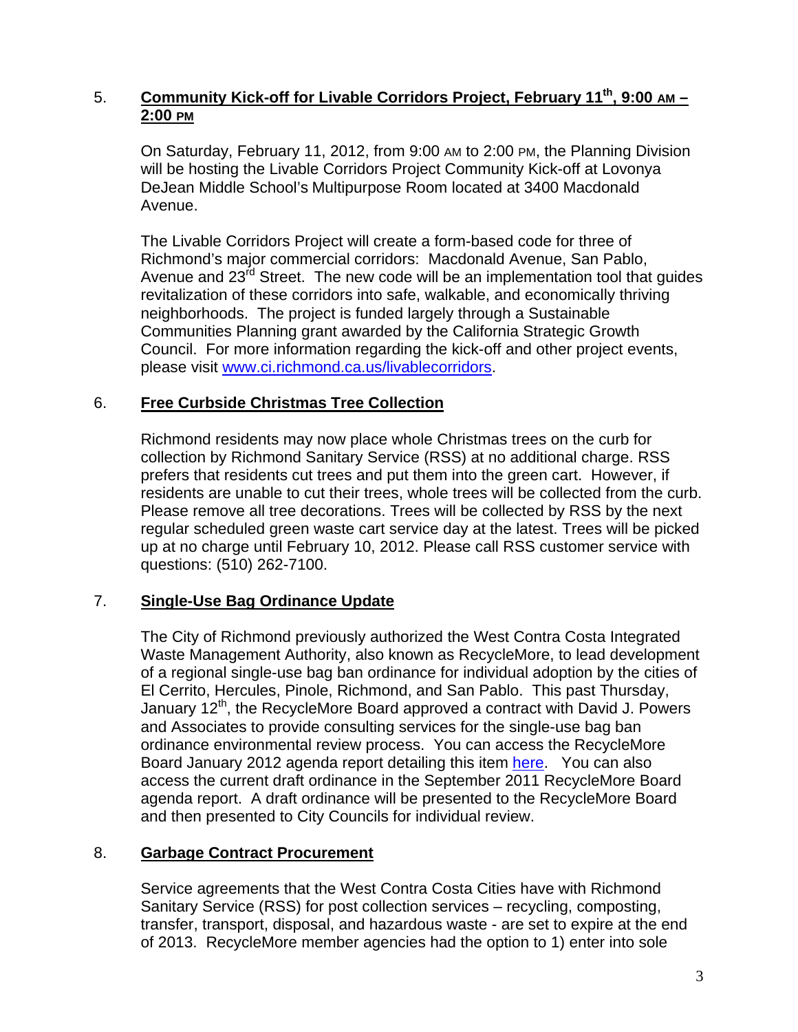5. **Community Kick-off for Livable Corridors Project, February 11th, 9:00 AM – 2:00 PM**

On Saturday, February 11, 2012, from 9:00 AM to 2:00 PM, the Planning Division will be hosting the Livable Corridors Project Community Kick-off at Lovonya DeJean Middle School's Multipurpose Room located at 3400 Macdonald Avenue.

The Livable Corridors Project will create a form-based code for three of Richmond's major commercial corridors: Macdonald Avenue, San Pablo, Avenue and 23rd Street. The new code will be an implementation tool that guides revitalization of these corridors into safe, walkable, and economically thriving neighborhoods. The project is funded largely through a Sustainable Communities Planning grant awarded by the California Strategic Growth Council. For more information regarding the kick-off and other project events, please visit www.ci.richmond.ca.us/livablecorridors.

6. **Free Curbside Christmas Tree Collection**

Richmond residents may now place whole Christmas trees on the curb for collection by Richmond Sanitary Service (RSS) at no additional charge. RSS prefers that residents cut trees and put them into the green cart. However, if residents are unable to cut their trees, whole trees will be collected from the curb. Please remove all tree decorations. Trees will be collected by RSS by the next regular scheduled green waste cart service day at the latest. Trees will be picked up at no charge until February 10, 2012. Please call RSS customer service with questions: (510) 262-7100.

7. **Single-Use Bag Ordinance Update**

The City of Richmond previously authorized the West Contra Costa Integrated Waste Management Authority, also known as RecycleMore, to lead development of a regional single-use bag ban ordinance for individual adoption by the cities of El Cerrito, Hercules, Pinole, Richmond, and San Pablo. This past Thursday, January 12th, the RecycleMore Board approved a contract with David J. Powers and Associates to provide consulting services for the single-use bag ban ordinance environmental review process. You can access the RecycleMore Board January 2012 agenda report detailing this item here. You can also access the current draft ordinance in the September 2011 RecycleMore Board agenda report. A draft ordinance will be presented to the RecycleMore Board and then presented to City Councils for individual review.

8. **Garbage Contract Procurement**

Service agreements that the West Contra Costa Cities have with Richmond Sanitary Service (RSS) for post collection services – recycling, composting, transfer, transport, disposal, and hazardous waste - are set to expire at the end of 2013. RecycleMore member agencies had the option to 1) enter into sole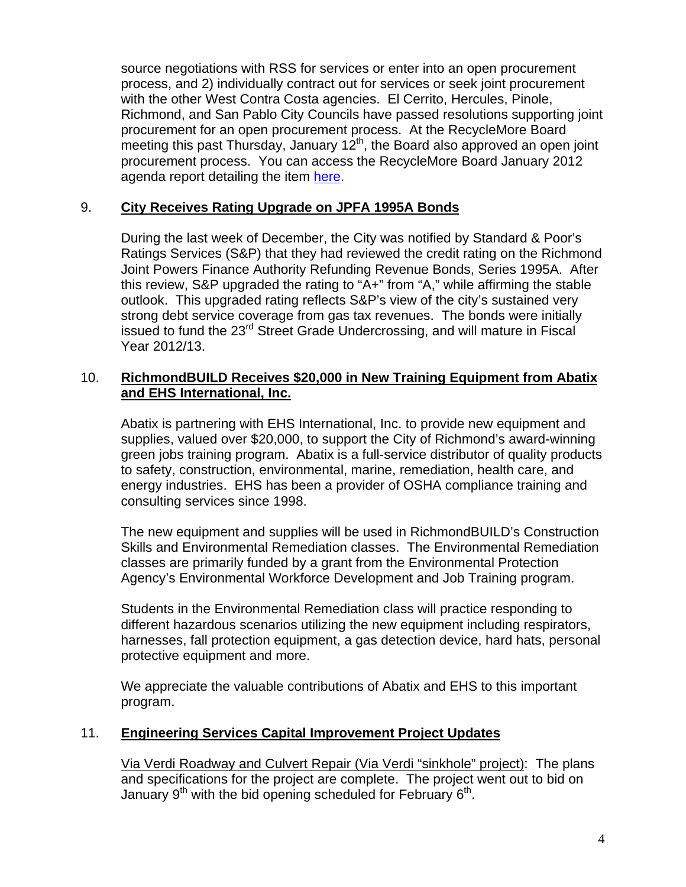source negotiations with RSS for services or enter into an open procurement process, and 2) individually contract out for services or seek joint procurement with the other West Contra Costa agencies. El Cerrito, Hercules, Pinole, Richmond, and San Pablo City Councils have passed resolutions supporting joint procurement for an open procurement process. At the RecycleMore Board meeting this past Thursday, January 12th, the Board also approved an open joint procurement process. You can access the RecycleMore Board January 2012 agenda report detailing the item here.

9. **City Receives Rating Upgrade on JPFA 1995A Bonds**

During the last week of December, the City was notified by Standard & Poor's Ratings Services (S&P) that they had reviewed the credit rating on the Richmond Joint Powers Finance Authority Refunding Revenue Bonds, Series 1995A. After this review, S&P upgraded the rating to "A+" from "A," while affirming the stable outlook. This upgraded rating reflects S&P's view of the city's sustained very strong debt service coverage from gas tax revenues. The bonds were initially issued to fund the 23rd Street Grade Undercrossing, and will mature in Fiscal Year 2012/13.

10. **RichmondBUILD Receives $20,000 in New Training Equipment from Abatix and EHS International, Inc.**

Abatix is partnering with EHS International, Inc. to provide new equipment and supplies, valued over $20,000, to support the City of Richmond's award-winning green jobs training program. Abatix is a full-service distributor of quality products to safety, construction, environmental, marine, remediation, health care, and energy industries. EHS has been a provider of OSHA compliance training and consulting services since 1998.

The new equipment and supplies will be used in RichmondBUILD's Construction Skills and Environmental Remediation classes. The Environmental Remediation classes are primarily funded by a grant from the Environmental Protection Agency's Environmental Workforce Development and Job Training program.

Students in the Environmental Remediation class will practice responding to different hazardous scenarios utilizing the new equipment including respirators, harnesses, fall protection equipment, a gas detection device, hard hats, personal protective equipment and more.

We appreciate the valuable contributions of Abatix and EHS to this important program.

11. **Engineering Services Capital Improvement Project Updates**

Via Verdi Roadway and Culvert Repair (Via Verdi "sinkhole" project): The plans and specifications for the project are complete. The project went out to bid on January 9th with the bid opening scheduled for February 6th.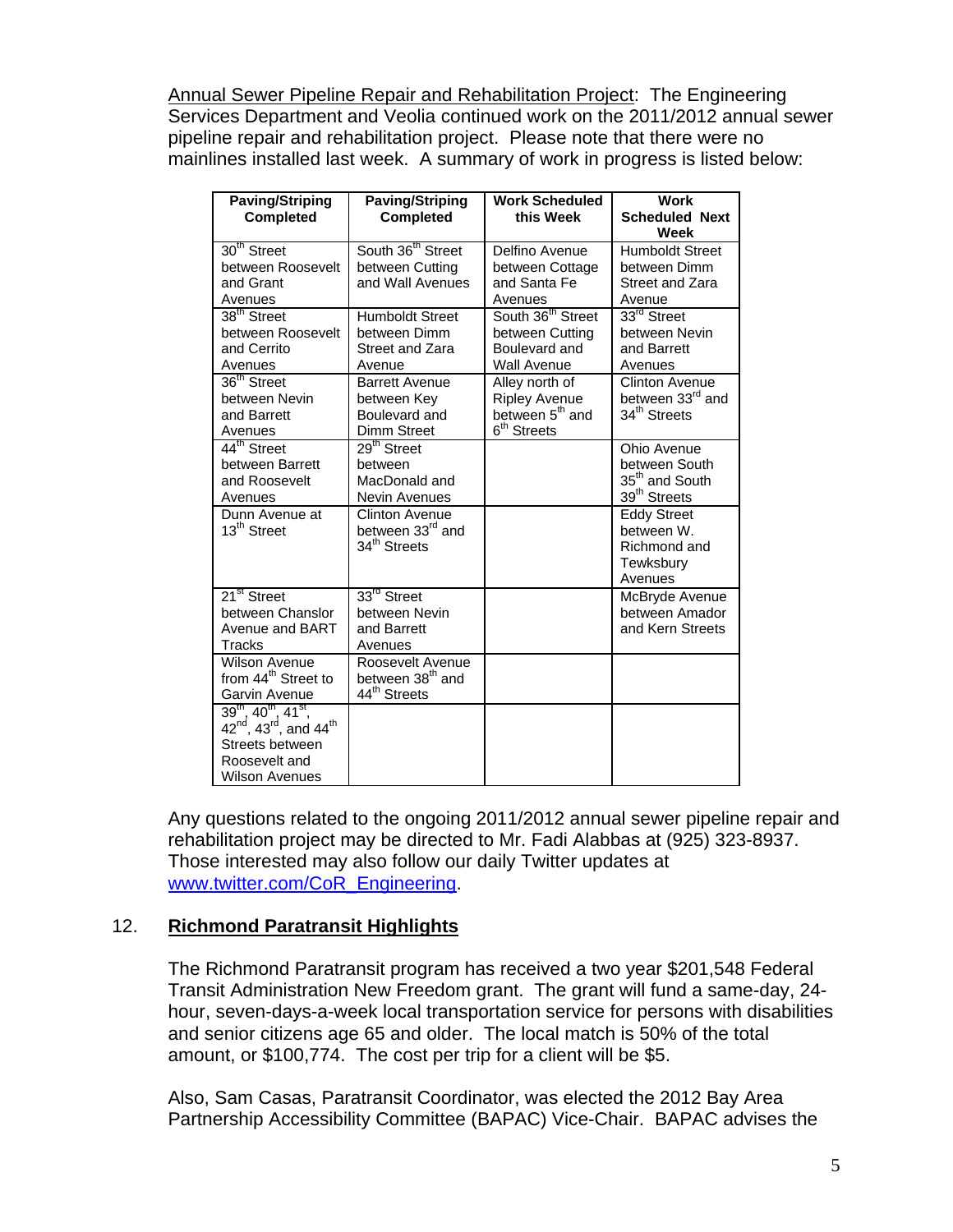Annual Sewer Pipeline Repair and Rehabilitation Project: The Engineering Services Department and Veolia continued work on the 2011/2012 annual sewer pipeline repair and rehabilitation project. Please note that there were no mainlines installed last week. A summary of work in progress is listed below:

| Paving/Striping Completed | Paving/Striping Completed | Work Scheduled this Week | Work Scheduled Next Week |
|---|---|---|---|
| 30th Street between Roosevelt and Grant Avenues | South 36th Street between Cutting and Wall Avenues | Delfino Avenue between Cottage and Santa Fe Avenues | Humboldt Street between Dimm Street and Zara Avenue |
| 38th Street between Roosevelt and Cerrito Avenues | Humboldt Street between Dimm Street and Zara Avenue | South 36th Street between Cutting Boulevard and Wall Avenue | 33rd Street between Nevin and Barrett Avenues |
| 36th Street between Nevin and Barrett Avenues | Barrett Avenue between Key Boulevard and Dimm Street | Alley north of Ripley Avenue between 5th and 6th Streets | Clinton Avenue between 33rd and 34th Streets |
| 44th Street between Barrett and Roosevelt Avenues | 29th Street between MacDonald and Nevin Avenues | | Ohio Avenue between South 35th and South 39th Streets |
| Dunn Avenue at 13th Street | Clinton Avenue between 33rd and 34th Streets | | Eddy Street between W. Richmond and Tewksbury Avenues |
| 21st Street between Chanslor Avenue and BART Tracks | 33rd Street between Nevin and Barrett Avenues | | McBryde Avenue between Amador and Kern Streets |
| Wilson Avenue from 44th Street to Garvin Avenue | Roosevelt Avenue between 38th and 44th Streets | | |
| 39th, 40th, 41st, 42nd, 43rd, and 44th Streets between Roosevelt and Wilson Avenues | | | |

Any questions related to the ongoing 2011/2012 annual sewer pipeline repair and rehabilitation project may be directed to Mr. Fadi Alabbas at (925) 323-8937. Those interested may also follow our daily Twitter updates at www.twitter.com/CoR_Engineering.

## 12. Richmond Paratransit Highlights

The Richmond Paratransit program has received a two year $201,548 Federal Transit Administration New Freedom grant. The grant will fund a same-day, 24-hour, seven-days-a-week local transportation service for persons with disabilities and senior citizens age 65 and older. The local match is 50% of the total amount, or $100,774. The cost per trip for a client will be $5.

Also, Sam Casas, Paratransit Coordinator, was elected the 2012 Bay Area Partnership Accessibility Committee (BAPAC) Vice-Chair. BAPAC advises the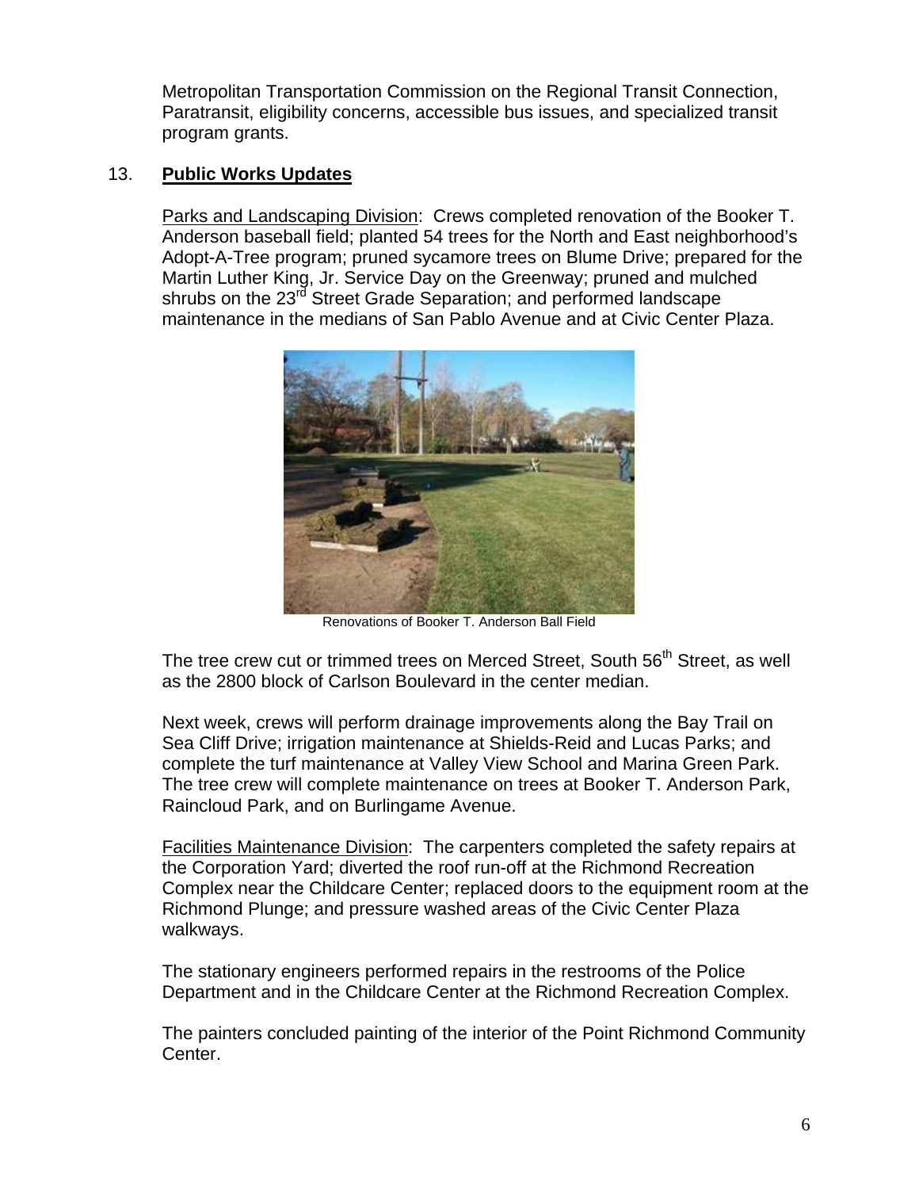Metropolitan Transportation Commission on the Regional Transit Connection, Paratransit, eligibility concerns, accessible bus issues, and specialized transit program grants.

13. **Public Works Updates**

Parks and Landscaping Division: Crews completed renovation of the Booker T. Anderson baseball field; planted 54 trees for the North and East neighborhood's Adopt-A-Tree program; pruned sycamore trees on Blume Drive; prepared for the Martin Luther King, Jr. Service Day on the Greenway; pruned and mulched shrubs on the 23rd Street Grade Separation; and performed landscape maintenance in the medians of San Pablo Avenue and at Civic Center Plaza.

Renovations of Booker T. Anderson Ball Field

The tree crew cut or trimmed trees on Merced Street, South 56th Street, as well as the 2800 block of Carlson Boulevard in the center median.

Next week, crews will perform drainage improvements along the Bay Trail on Sea Cliff Drive; irrigation maintenance at Shields-Reid and Lucas Parks; and complete the turf maintenance at Valley View School and Marina Green Park. The tree crew will complete maintenance on trees at Booker T. Anderson Park, Raincloud Park, and on Burlingame Avenue.

Facilities Maintenance Division: The carpenters completed the safety repairs at the Corporation Yard; diverted the roof run-off at the Richmond Recreation Complex near the Childcare Center; replaced doors to the equipment room at the Richmond Plunge; and pressure washed areas of the Civic Center Plaza walkways.

The stationary engineers performed repairs in the restrooms of the Police Department and in the Childcare Center at the Richmond Recreation Complex.

The painters concluded painting of the interior of the Point Richmond Community Center.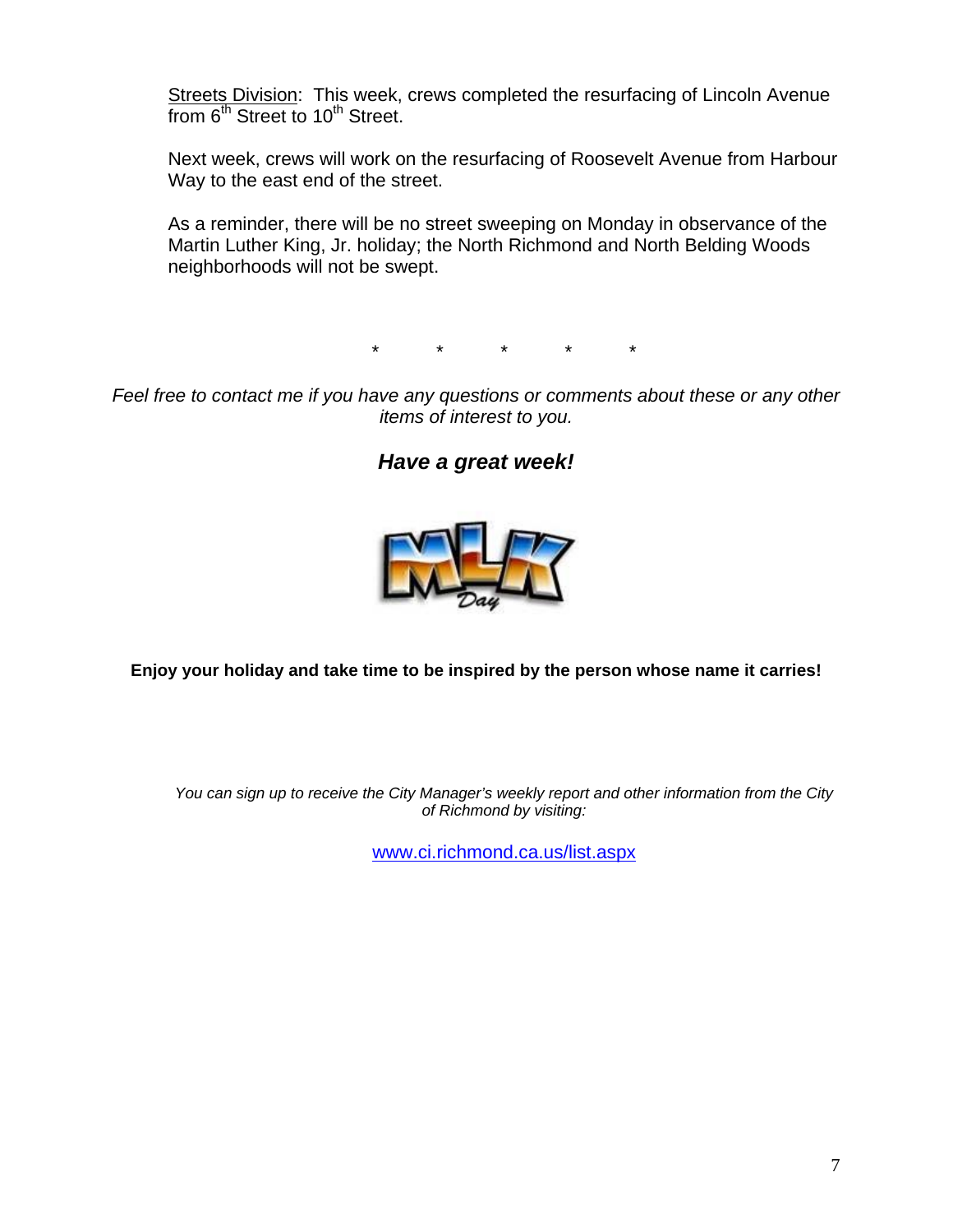Streets Division: This week, crews completed the resurfacing of Lincoln Avenue from 6th Street to 10th Street.

Next week, crews will work on the resurfacing of Roosevelt Avenue from Harbour Way to the east end of the street.

As a reminder, there will be no street sweeping on Monday in observance of the Martin Luther King, Jr. holiday; the North Richmond and North Belding Woods neighborhoods will not be swept.

\* \* \* \* \*

*Feel free to contact me if you have any questions or comments about these or any other items of interest to you.*

***Have a great week!***

**Enjoy your holiday and take time to be inspired by the person whose name it carries!**

*You can sign up to receive the City Manager's weekly report and other information from the City of Richmond by visiting:*

www.ci.richmond.ca.us/list.aspx